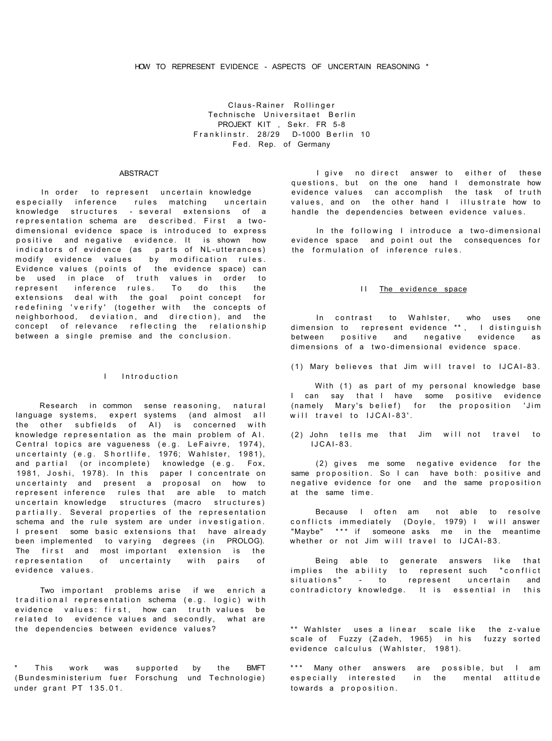# HOW TO REPRESENT EVIDENCE - ASPECTS OF UNCERTAIN REASONING *

Claus-Rainer Rollinger
Technische Universitaet Berlin
PROJEKT KIT , Sekr. FR 5-8
Franklinstr. 28/29 D-1000 Berlin 10
Fed. Rep. of Germany

## ABSTRACT

In order to represent uncertain knowledge especially inference rules matching uncertain knowledge structures - several extensions of a representation schema are described. First a two-dimensional evidence space is introduced to express positive and negative evidence. It is shown how indicators of evidence (as parts of NL-utterances) modify evidence values by modification rules. Evidence values (points of the evidence space) can be used in place of truth values in order to represent inference rules. To do this the extensions deal with the goal point concept for redefining 'verify' (together with the concepts of neighborhood, deviation, and direction), and the concept of relevance reflecting the relationship between a single premise and the conclusion.

## I Introduction

Research in common sense reasoning, natural language systems, expert systems (and almost all the other subfields of AI) is concerned with knowledge representation as the main problem of AI. Central topics are vagueness (e.g. LeFaivre, 1974), uncertainty (e.g. Shortlife, 1976; Wahlster, 1981), and partial (or incomplete) knowledge (e.g. Fox, 1981, Joshi, 1978). In this paper I concentrate on uncertainty and present a proposal on how to represent inference rules that are able to match uncertain knowledge structures (macro structures) partially. Several properties of the representation schema and the rule system are under investigation. I present some basic extensions that have already been implemented to varying degrees (in PROLOG). The first and most important extension is the representation of uncertainty with pairs of evidence values.

Two important problems arise if we enrich a traditional representation schema (e.g. logic) with evidence values: first, how can truth values be related to evidence values and secondly, what are the dependencies between evidence values?

I give no direct answer to either of these questions, but on the one hand I demonstrate how evidence values can accomplish the task of truth values, and on the other hand I illustrate how to handle the dependencies between evidence values.

In the following I introduce a two-dimensional evidence space and point out the consequences for the formulation of inference rules.

## II The evidence space

In contrast to Wahlster, who uses one dimension to represent evidence **, I distinguish between positive and negative evidence as dimensions of a two-dimensional evidence space.

(1) Mary believes that Jim will travel to IJCAI-83.

With (1) as part of my personal knowledge base I can say that I have some positive evidence (namely Mary's belief) for the proposition 'Jim will travel to IJCAI-83'.

(2) John tells me that Jim will not travel to IJCAI-83.

(2) gives me some negative evidence for the same proposition. So I can have both: positive and negative evidence for one and the same proposition at the same time.

Because I often am not able to resolve conflicts immediately (Doyle, 1979) I will answer "Maybe" *** if someone asks me in the meantime whether or not Jim will travel to IJCAI-83.

Being able to generate answers like that implies the ability to represent such "conflict situations" - to represent uncertain and contradictory knowledge. It is essential in this

---

* This work was supported by the BMFT (Bundesministerium fuer Forschung und Technologie) under grant PT 135.01.

** Wahlster uses a linear scale like the z-value scale of Fuzzy (Zadeh, 1965) in his fuzzy sorted evidence calculus (Wahlster, 1981).

*** Many other answers are possible, but I am especially interested in the mental attitude towards a proposition.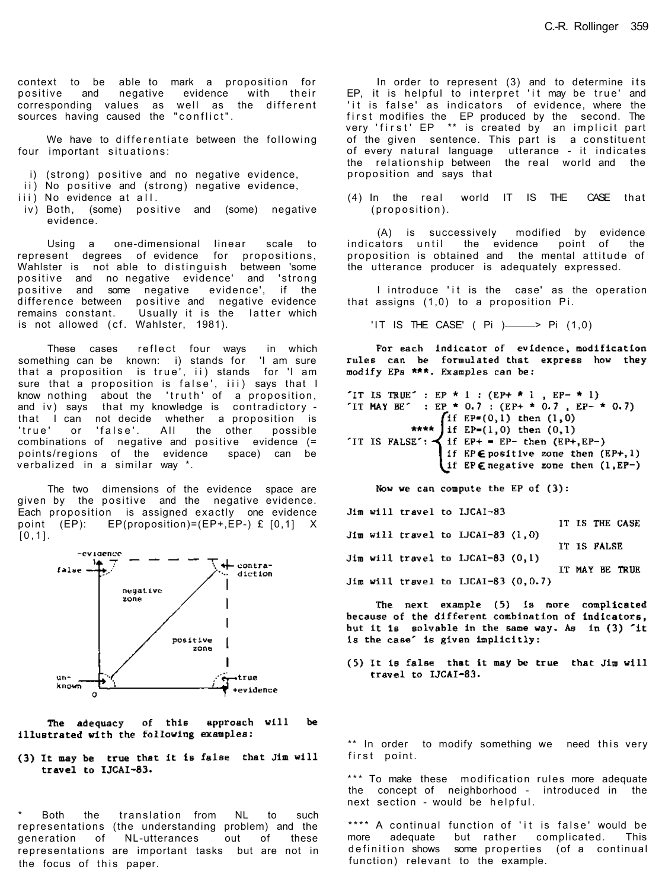context to be able to mark a proposition for positive and negative evidence with their corresponding values as well as the different sources having caused the "conflict".

We have to differentiate between the following four important situations:

i) (strong) positive and no negative evidence,
ii) No positive and (strong) negative evidence,
iii) No evidence at all.
iv) Both, (some) positive and (some) negative evidence.

Using a one-dimensional linear scale to represent degrees of evidence for propositions, Wahlster is not able to distinguish between 'some positive and no negative evidence' and 'strong positive and some negative evidence', if the difference between positive and negative evidence remains constant. Usually it is the latter which is not allowed (cf. Wahlster, 1981).

These cases reflect four ways in which something can be known: i) stands for 'I am sure that a proposition is true', ii) stands for 'I am sure that a proposition is false', iii) says that I know nothing about the 'truth' of a proposition, and iv) says that my knowledge is contradictory - that I can not decide whether a proposition is 'true' or 'false'. All the other possible combinations of negative and positive evidence (= points/regions of the evidence space) can be verbalized in a similar way *.

The two dimensions of the evidence space are given by the positive and the negative evidence. Each proposition is assigned exactly one evidence point (EP): EP(proposition)=(EP+,EP-) $\in [0,1] \times [0,1]$.

The adequacy of this approach will be illustrated with the following examples:

**(3) It may be true that it is false that Jim will travel to IJCAI-83.**

In order to represent (3) and to determine its EP, it is helpful to interpret 'it may be true' and 'it is false' as indicators of evidence, where the first modifies the EP produced by the second. The very 'first' EP ** is created by an implicit part of the given sentence. This part is a constituent of every natural language utterance - it indicates the relationship between the real world and the proposition and says that

(4) In the real world IT IS THE CASE that (proposition).

(A) is successively modified by evidence indicators until the evidence point of the proposition is obtained and the mental attitude of the utterance producer is adequately expressed.

I introduce 'it is the case' as the operation that assigns (1,0) to a proposition Pi.

'IT IS THE CASE' ( Pi ) ———> Pi (1,0)

For each indicator of evidence, modification rules can be formulated that express how they modify EPs ***. Examples can be:

```
'IT IS TRUE' : EP * 1 : (EP+ * 1 , EP- * 1)
'IT MAY BE'  : EP * 0.7 : (EP+ * 0.7 , EP- * 0.7)
               ⎧ if EP=(0,1) then (1,0)
          **** ⎪ if EP=(1,0) then (0,1)
'IT IS FALSE': ⎨ if EP+ = EP- then (EP+,EP-)
               ⎪ if EP ∈ positive zone then (EP+,1)
               ⎩ if EP ∈ negative zone then (1,EP-)
```

Now we can compute the EP of (3):

```
Jim will travel to IJCAI-83
                                        IT IS THE CASE
Jim will travel to IJCAI-83 (1,0)
                                        IT IS FALSE
Jim will travel to IJCAI-83 (0,1)
                                        IT MAY BE TRUE
Jim will travel to IJCAI-83 (0,0.7)
```

The next example (5) is more complicated because of the different combination of indicators, but it is solvable in the same way. As in (3) 'it is the case' is given implicitly:

**(5) It is false that it may be true that Jim will travel to IJCAI-83.**

---

\* Both the translation from NL to such representations (the understanding problem) and the generation of NL-utterances out of these representations are important tasks but are not in the focus of this paper.

** In order to modify something we need this very first point.

*** To make these modification rules more adequate the concept of neighborhood - introduced in the next section - would be helpful.

**** A continual function of 'it is false' would be more adequate but rather complicated. This definition shows some properties (of a continual function) relevant to the example.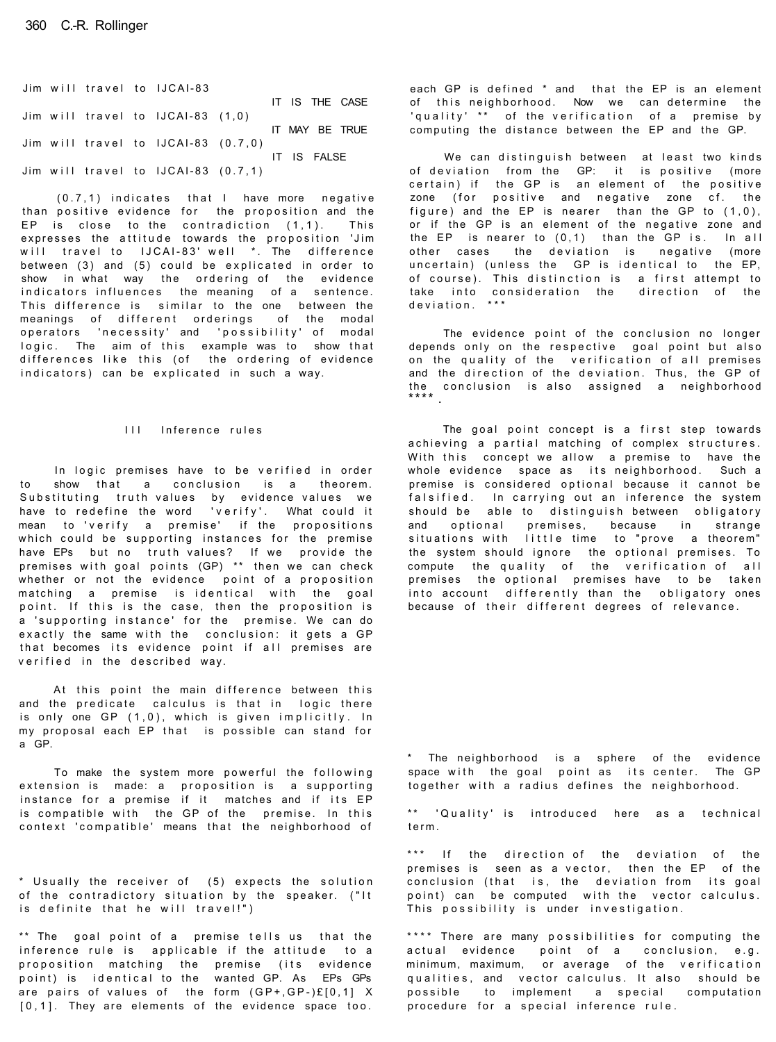Jim will travel to IJCAI-83

IT IS THE CASE

Jim will travel to IJCAI-83 (1,0)

IT MAY BE TRUE

Jim will travel to IJCAI-83 (0.7,0)

IT IS FALSE

Jim will travel to IJCAI-83 (0.7,1)

(0.7,1) indicates that I have more negative than positive evidence for the proposition and the EP is close to the contradiction (1,1). This expresses the attitude towards the proposition 'Jim will travel to IJCAI-83' well *. The difference between (3) and (5) could be explicated in order to show in what way the ordering of the evidence indicators influences the meaning of a sentence. This difference is similar to the one between the meanings of different orderings of the modal operators 'necessity' and 'possibility' of modal logic. The aim of this example was to show that differences like this (of the ordering of evidence indicators) can be explicated in such a way.

## III Inference rules

In logic premises have to be verified in order to show that a conclusion is a theorem. Substituting truth values by evidence values we have to redefine the word 'verify'. What could it mean to 'verify a premise' if the propositions which could be supporting instances for the premise have EPs but no truth values? If we provide the premises with goal points (GP) ** then we can check whether or not the evidence point of a proposition matching a premise is identical with the goal point. If this is the case, then the proposition is a 'supporting instance' for the premise. We can do exactly the same with the conclusion: it gets a GP that becomes its evidence point if all premises are verified in the described way.

At this point the main difference between this and the predicate calculus is that in logic there is only one GP (1,0), which is given implicitly. In my proposal each EP that is possible can stand for a GP.

To make the system more powerful the following extension is made: a proposition is a supporting instance for a premise if it matches and if its EP is compatible with the GP of the premise. In this context 'compatible' means that the neighborhood of each GP is defined * and that the EP is an element of this neighborhood. Now we can determine the 'quality' ** of the verification of a premise by computing the distance between the EP and the GP.

We can distinguish between at least two kinds of deviation from the GP: it is positive (more certain) if the GP is an element of the positive zone (for positive and negative zone cf. the figure) and the EP is nearer than the GP to (1,0), or if the GP is an element of the negative zone and the EP is nearer to (0,1) than the GP is. In all other cases the deviation is negative (more uncertain) (unless the GP is identical to the EP, of course). This distinction is a first attempt to take into consideration the direction of the deviation. ***

The evidence point of the conclusion no longer depends only on the respective goal point but also on the quality of the verification of all premises and the direction of the deviation. Thus, the GP of the conclusion is also assigned a neighborhood ****.

The goal point concept is a first step towards achieving a partial matching of complex structures. With this concept we allow a premise to have the whole evidence space as its neighborhood. Such a premise is considered optional because it cannot be falsified. In carrying out an inference the system should be able to distinguish between obligatory and optional premises, because in strange situations with little time to "prove a theorem" the system should ignore the optional premises. To compute the quality of the verification of all premises the optional premises have to be taken into account differently than the obligatory ones because of their different degrees of relevance.

---

* Usually the receiver of (5) expects the solution of the contradictory situation by the speaker. ("It is definite that he will travel!")

** The goal point of a premise tells us that the inference rule is applicable if the attitude to a proposition matching the premise (its evidence point) is identical to the wanted GP. As EPs GPs are pairs of values of the form $(GP+,GP-)\in[0,1] \times [0,1]$. They are elements of the evidence space too.

* The neighborhood is a sphere of the evidence space with the goal point as its center. The GP together with a radius defines the neighborhood.

** 'Quality' is introduced here as a technical term.

*** If the direction of the deviation of the premises is seen as a vector, then the EP of the conclusion (that is, the deviation from its goal point) can be computed with the vector calculus. This possibility is under investigation.

**** There are many possibilities for computing the actual evidence point of a conclusion, e.g. minimum, maximum, or average of the verification qualities, and vector calculus. It also should be possible to implement a special computation procedure for a special inference rule.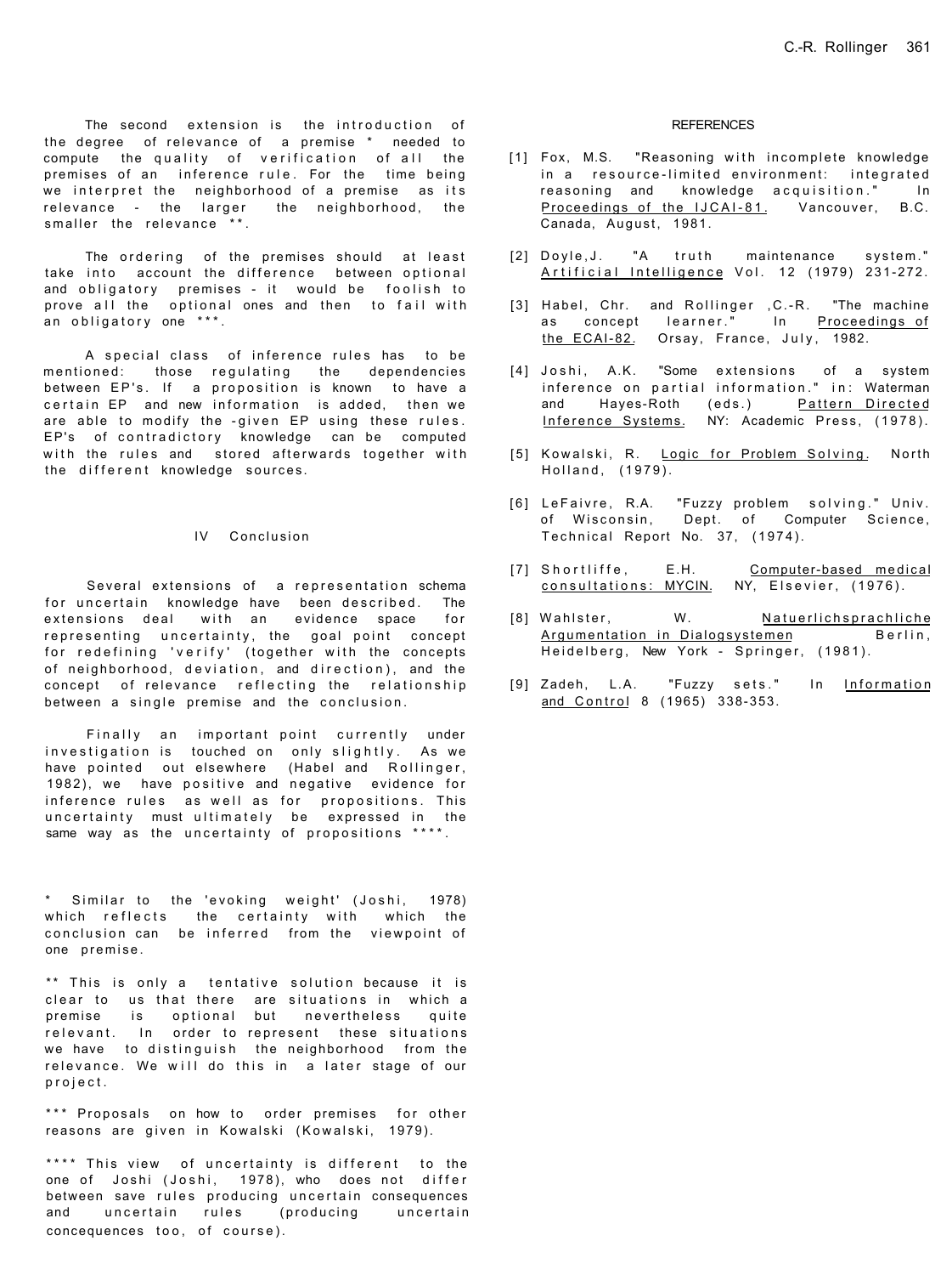The second extension is the introduction of the degree of relevance of a premise * needed to compute the quality of verification of all the premises of an inference rule. For the time being we interpret the neighborhood of a premise as its relevance - the larger the neighborhood, the smaller the relevance **.

The ordering of the premises should at least take into account the difference between optional and obligatory premises - it would be foolish to prove all the optional ones and then to fail with an obligatory one ***.

A special class of inference rules has to be mentioned: those regulating the dependencies between EP's. If a proposition is known to have a certain EP and new information is added, then we are able to modify the -given EP using these rules. EP's of contradictory knowledge can be computed with the rules and stored afterwards together with the different knowledge sources.

## IV Conclusion

Several extensions of a representation schema for uncertain knowledge have been described. The extensions deal with an evidence space for representing uncertainty, the goal point concept for redefining 'verify' (together with the concepts of neighborhood, deviation, and direction), and the concept of relevance reflecting the relationship between a single premise and the conclusion.

Finally an important point currently under investigation is touched on only slightly. As we have pointed out elsewhere (Habel and Rollinger, 1982), we have positive and negative evidence for inference rules as well as for propositions. This uncertainty must ultimately be expressed in the same way as the uncertainty of propositions ****.

* Similar to the 'evoking weight' (Joshi, 1978) which reflects the certainty with which the conclusion can be inferred from the viewpoint of one premise.

** This is only a tentative solution because it is clear to us that there are situations in which a premise is optional but nevertheless quite relevant. In order to represent these situations we have to distinguish the neighborhood from the relevance. We will do this in a later stage of our project.

*** Proposals on how to order premises for other reasons are given in Kowalski (Kowalski, 1979).

**** This view of uncertainty is different to the one of Joshi (Joshi, 1978), who does not differ between save rules producing uncertain consequences and uncertain rules (producing uncertain concequences too, of course).

## REFERENCES

[1] Fox, M.S. "Reasoning with incomplete knowledge in a resource-limited environment: integrated reasoning and knowledge acquisition." In Proceedings of the IJCAI-81. Vancouver, B.C. Canada, August, 1981.

[2] Doyle, J. "A truth maintenance system." Artificial Intelligence Vol. 12 (1979) 231-272.

[3] Habel, Chr. and Rollinger, C.-R. "The machine as concept learner." In Proceedings of the ECAI-82. Orsay, France, July, 1982.

[4] Joshi, A.K. "Some extensions of a system inference on partial information." in: Waterman and Hayes-Roth (eds.) Pattern Directed Inference Systems. NY: Academic Press, (1978).

[5] Kowalski, R. Logic for Problem Solving. North Holland, (1979).

[6] LeFaivre, R.A. "Fuzzy problem solving." Univ. of Wisconsin, Dept. of Computer Science, Technical Report No. 37, (1974).

[7] Shortliffe, E.H. Computer-based medical consultations: MYCIN. NY, Elsevier, (1976).

[8] Wahlster, W. Natuerlichsprachliche Argumentation in Dialogsystemen Berlin, Heidelberg, New York - Springer, (1981).

[9] Zadeh, L.A. "Fuzzy sets." In Information and Control 8 (1965) 338-353.